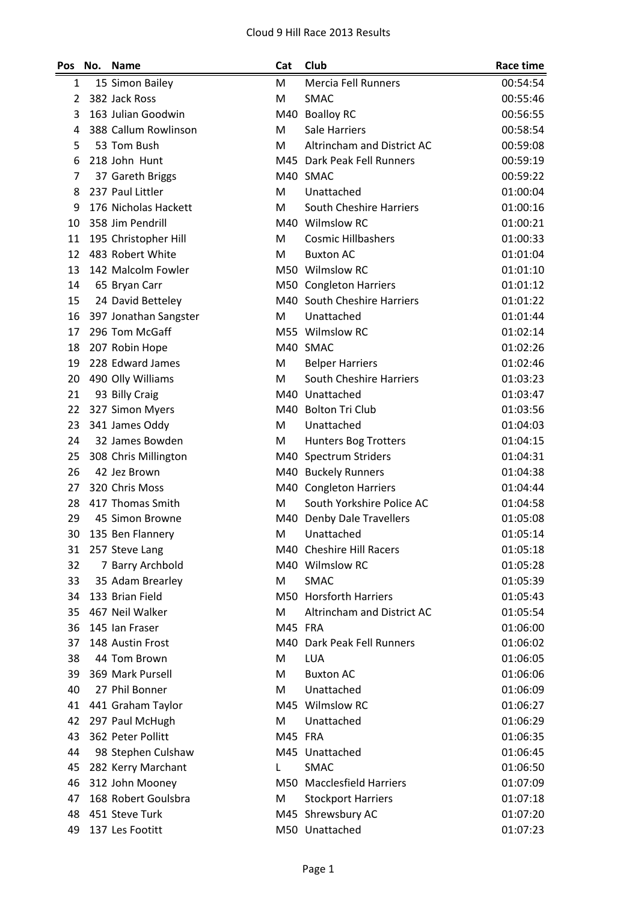# Cloud 9 Hill Race 2013 Results

| Pos | No. | Name | Cat | Club | Race time |
|---|---|---|---|---|---|
| 1 | 15 | Simon Bailey | M | Mercia Fell Runners | 00:54:54 |
| 2 | 382 | Jack Ross | M | SMAC | 00:55:46 |
| 3 | 163 | Julian Goodwin | M40 | Boalloy RC | 00:56:55 |
| 4 | 388 | Callum Rowlinson | M | Sale Harriers | 00:58:54 |
| 5 | 53 | Tom Bush | M | Altrincham and District AC | 00:59:08 |
| 6 | 218 | John  Hunt | M45 | Dark Peak Fell Runners | 00:59:19 |
| 7 | 37 | Gareth Briggs | M40 | SMAC | 00:59:22 |
| 8 | 237 | Paul Littler | M | Unattached | 01:00:04 |
| 9 | 176 | Nicholas Hackett | M | South Cheshire Harriers | 01:00:16 |
| 10 | 358 | Jim Pendrill | M40 | Wilmslow RC | 01:00:21 |
| 11 | 195 | Christopher Hill | M | Cosmic Hillbashers | 01:00:33 |
| 12 | 483 | Robert White | M | Buxton AC | 01:01:04 |
| 13 | 142 | Malcolm Fowler | M50 | Wilmslow RC | 01:01:10 |
| 14 | 65 | Bryan Carr | M50 | Congleton Harriers | 01:01:12 |
| 15 | 24 | David Betteley | M40 | South Cheshire Harriers | 01:01:22 |
| 16 | 397 | Jonathan Sangster | M | Unattached | 01:01:44 |
| 17 | 296 | Tom McGaff | M55 | Wilmslow RC | 01:02:14 |
| 18 | 207 | Robin Hope | M40 | SMAC | 01:02:26 |
| 19 | 228 | Edward James | M | Belper Harriers | 01:02:46 |
| 20 | 490 | Olly Williams | M | South Cheshire Harriers | 01:03:23 |
| 21 | 93 | Billy Craig | M40 | Unattached | 01:03:47 |
| 22 | 327 | Simon Myers | M40 | Bolton Tri Club | 01:03:56 |
| 23 | 341 | James Oddy | M | Unattached | 01:04:03 |
| 24 | 32 | James Bowden | M | Hunters Bog Trotters | 01:04:15 |
| 25 | 308 | Chris Millington | M40 | Spectrum Striders | 01:04:31 |
| 26 | 42 | Jez Brown | M40 | Buckely Runners | 01:04:38 |
| 27 | 320 | Chris Moss | M40 | Congleton Harriers | 01:04:44 |
| 28 | 417 | Thomas Smith | M | South Yorkshire Police AC | 01:04:58 |
| 29 | 45 | Simon Browne | M40 | Denby Dale Travellers | 01:05:08 |
| 30 | 135 | Ben Flannery | M | Unattached | 01:05:14 |
| 31 | 257 | Steve Lang | M40 | Cheshire Hill Racers | 01:05:18 |
| 32 | 7 | Barry Archbold | M40 | Wilmslow RC | 01:05:28 |
| 33 | 35 | Adam Brearley | M | SMAC | 01:05:39 |
| 34 | 133 | Brian Field | M50 | Horsforth Harriers | 01:05:43 |
| 35 | 467 | Neil Walker | M | Altrincham and District AC | 01:05:54 |
| 36 | 145 | Ian Fraser | M45 | FRA | 01:06:00 |
| 37 | 148 | Austin Frost | M40 | Dark Peak Fell Runners | 01:06:02 |
| 38 | 44 | Tom Brown | M | LUA | 01:06:05 |
| 39 | 369 | Mark Pursell | M | Buxton AC | 01:06:06 |
| 40 | 27 | Phil Bonner | M | Unattached | 01:06:09 |
| 41 | 441 | Graham Taylor | M45 | Wilmslow RC | 01:06:27 |
| 42 | 297 | Paul McHugh | M | Unattached | 01:06:29 |
| 43 | 362 | Peter Pollitt | M45 | FRA | 01:06:35 |
| 44 | 98 | Stephen Culshaw | M45 | Unattached | 01:06:45 |
| 45 | 282 | Kerry Marchant | L | SMAC | 01:06:50 |
| 46 | 312 | John Mooney | M50 | Macclesfield Harriers | 01:07:09 |
| 47 | 168 | Robert Goulsbra | M | Stockport Harriers | 01:07:18 |
| 48 | 451 | Steve Turk | M45 | Shrewsbury AC | 01:07:20 |
| 49 | 137 | Les Footitt | M50 | Unattached | 01:07:23 |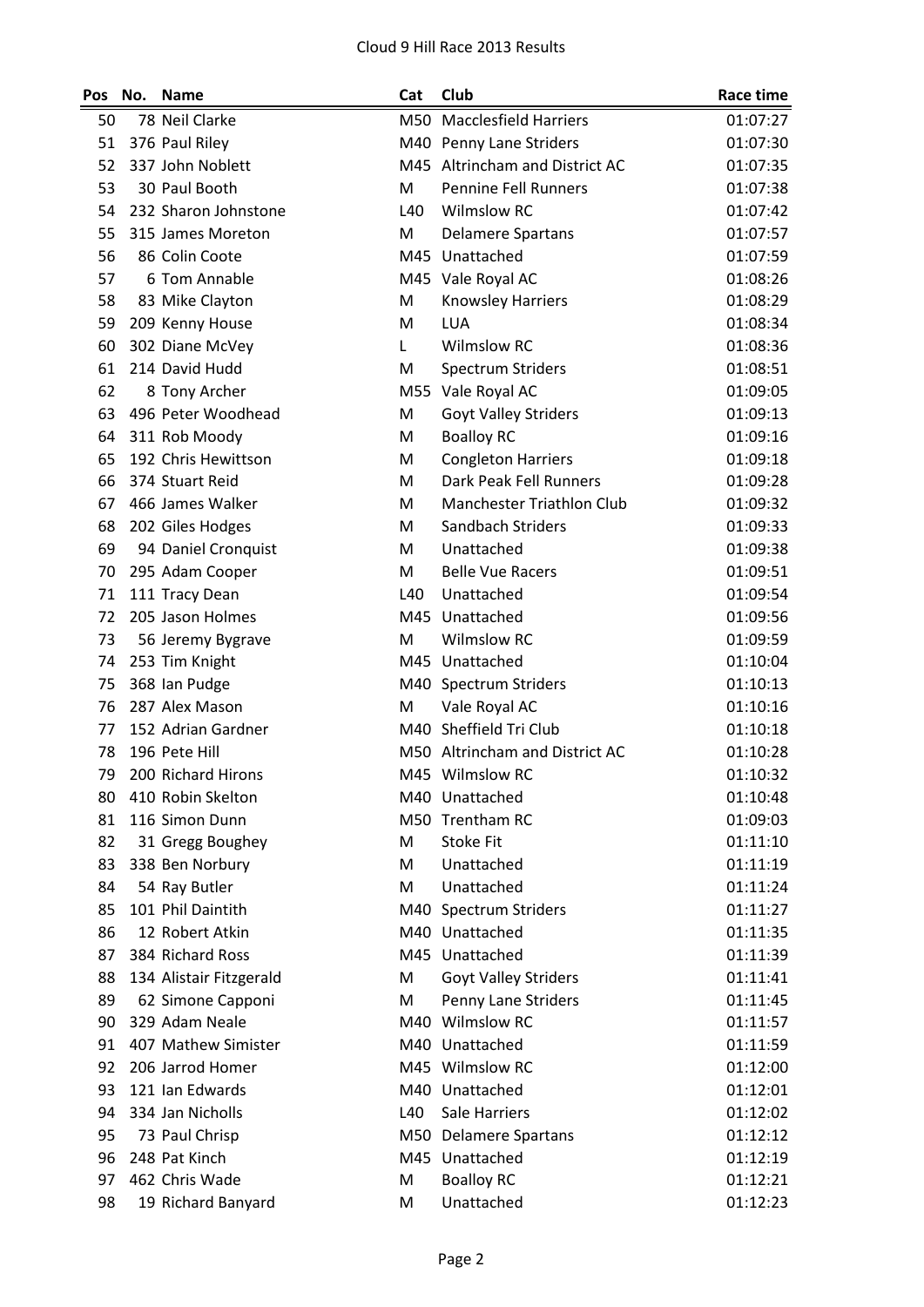Cloud 9 Hill Race 2013 Results

| Pos | No. | Name | Cat | Club | Race time |
|---|---|---|---|---|---|
| 50 | 78 | Neil Clarke | M50 | Macclesfield Harriers | 01:07:27 |
| 51 | 376 | Paul Riley | M40 | Penny Lane Striders | 01:07:30 |
| 52 | 337 | John Noblett | M45 | Altrincham and District AC | 01:07:35 |
| 53 | 30 | Paul Booth | M | Pennine Fell Runners | 01:07:38 |
| 54 | 232 | Sharon Johnstone | L40 | Wilmslow RC | 01:07:42 |
| 55 | 315 | James Moreton | M | Delamere Spartans | 01:07:57 |
| 56 | 86 | Colin Coote | M45 | Unattached | 01:07:59 |
| 57 | 6 | Tom Annable | M45 | Vale Royal AC | 01:08:26 |
| 58 | 83 | Mike Clayton | M | Knowsley Harriers | 01:08:29 |
| 59 | 209 | Kenny House | M | LUA | 01:08:34 |
| 60 | 302 | Diane McVey | L | Wilmslow RC | 01:08:36 |
| 61 | 214 | David Hudd | M | Spectrum Striders | 01:08:51 |
| 62 | 8 | Tony Archer | M55 | Vale Royal AC | 01:09:05 |
| 63 | 496 | Peter Woodhead | M | Goyt Valley Striders | 01:09:13 |
| 64 | 311 | Rob Moody | M | Boalloy RC | 01:09:16 |
| 65 | 192 | Chris Hewittson | M | Congleton Harriers | 01:09:18 |
| 66 | 374 | Stuart Reid | M | Dark Peak Fell Runners | 01:09:28 |
| 67 | 466 | James Walker | M | Manchester Triathlon Club | 01:09:32 |
| 68 | 202 | Giles Hodges | M | Sandbach Striders | 01:09:33 |
| 69 | 94 | Daniel Cronquist | M | Unattached | 01:09:38 |
| 70 | 295 | Adam Cooper | M | Belle Vue Racers | 01:09:51 |
| 71 | 111 | Tracy Dean | L40 | Unattached | 01:09:54 |
| 72 | 205 | Jason Holmes | M45 | Unattached | 01:09:56 |
| 73 | 56 | Jeremy Bygrave | M | Wilmslow RC | 01:09:59 |
| 74 | 253 | Tim Knight | M45 | Unattached | 01:10:04 |
| 75 | 368 | Ian Pudge | M40 | Spectrum Striders | 01:10:13 |
| 76 | 287 | Alex Mason | M | Vale Royal AC | 01:10:16 |
| 77 | 152 | Adrian Gardner | M40 | Sheffield Tri Club | 01:10:18 |
| 78 | 196 | Pete Hill | M50 | Altrincham and District AC | 01:10:28 |
| 79 | 200 | Richard Hirons | M45 | Wilmslow RC | 01:10:32 |
| 80 | 410 | Robin Skelton | M40 | Unattached | 01:10:48 |
| 81 | 116 | Simon Dunn | M50 | Trentham RC | 01:09:03 |
| 82 | 31 | Gregg Boughey | M | Stoke Fit | 01:11:10 |
| 83 | 338 | Ben Norbury | M | Unattached | 01:11:19 |
| 84 | 54 | Ray Butler | M | Unattached | 01:11:24 |
| 85 | 101 | Phil Daintith | M40 | Spectrum Striders | 01:11:27 |
| 86 | 12 | Robert Atkin | M40 | Unattached | 01:11:35 |
| 87 | 384 | Richard Ross | M45 | Unattached | 01:11:39 |
| 88 | 134 | Alistair Fitzgerald | M | Goyt Valley Striders | 01:11:41 |
| 89 | 62 | Simone Capponi | M | Penny Lane Striders | 01:11:45 |
| 90 | 329 | Adam Neale | M40 | Wilmslow RC | 01:11:57 |
| 91 | 407 | Mathew Simister | M40 | Unattached | 01:11:59 |
| 92 | 206 | Jarrod Homer | M45 | Wilmslow RC | 01:12:00 |
| 93 | 121 | Ian Edwards | M40 | Unattached | 01:12:01 |
| 94 | 334 | Jan Nicholls | L40 | Sale Harriers | 01:12:02 |
| 95 | 73 | Paul Chrisp | M50 | Delamere Spartans | 01:12:12 |
| 96 | 248 | Pat Kinch | M45 | Unattached | 01:12:19 |
| 97 | 462 | Chris Wade | M | Boalloy RC | 01:12:21 |
| 98 | 19 | Richard Banyard | M | Unattached | 01:12:23 |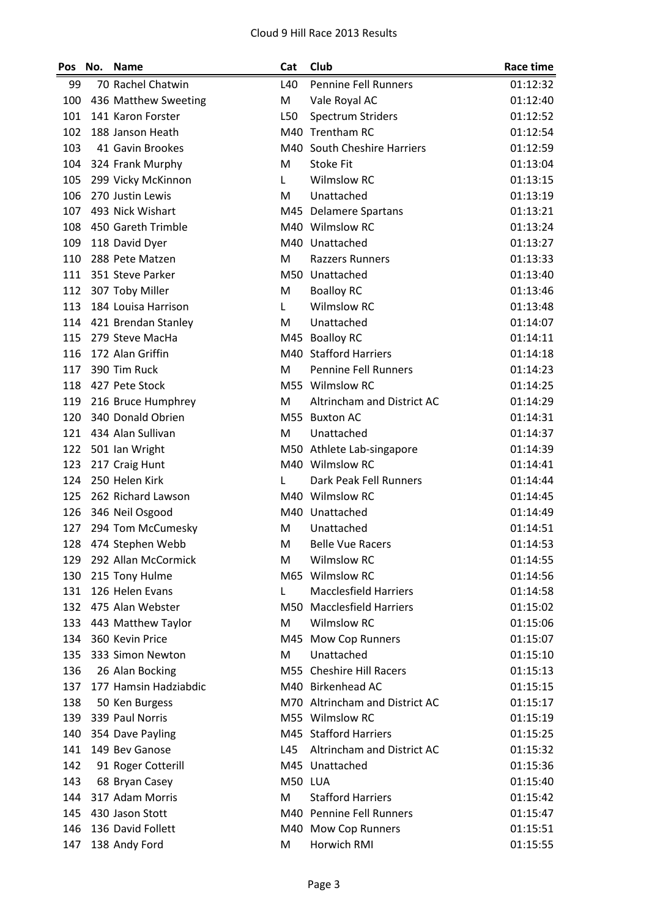Cloud 9 Hill Race 2013 Results

| Pos | No. | Name | Cat | Club | Race time |
|---|---|---|---|---|---|
| 99 | 70 | Rachel Chatwin | L40 | Pennine Fell Runners | 01:12:32 |
| 100 | 436 | Matthew Sweeting | M | Vale Royal AC | 01:12:40 |
| 101 | 141 | Karon Forster | L50 | Spectrum Striders | 01:12:52 |
| 102 | 188 | Janson Heath | M40 | Trentham RC | 01:12:54 |
| 103 | 41 | Gavin Brookes | M40 | South Cheshire Harriers | 01:12:59 |
| 104 | 324 | Frank Murphy | M | Stoke Fit | 01:13:04 |
| 105 | 299 | Vicky McKinnon | L | Wilmslow RC | 01:13:15 |
| 106 | 270 | Justin Lewis | M | Unattached | 01:13:19 |
| 107 | 493 | Nick Wishart | M45 | Delamere Spartans | 01:13:21 |
| 108 | 450 | Gareth Trimble | M40 | Wilmslow RC | 01:13:24 |
| 109 | 118 | David Dyer | M40 | Unattached | 01:13:27 |
| 110 | 288 | Pete Matzen | M | Razzers Runners | 01:13:33 |
| 111 | 351 | Steve Parker | M50 | Unattached | 01:13:40 |
| 112 | 307 | Toby Miller | M | Boalloy RC | 01:13:46 |
| 113 | 184 | Louisa Harrison | L | Wilmslow RC | 01:13:48 |
| 114 | 421 | Brendan Stanley | M | Unattached | 01:14:07 |
| 115 | 279 | Steve MacHa | M45 | Boalloy RC | 01:14:11 |
| 116 | 172 | Alan Griffin | M40 | Stafford Harriers | 01:14:18 |
| 117 | 390 | Tim Ruck | M | Pennine Fell Runners | 01:14:23 |
| 118 | 427 | Pete Stock | M55 | Wilmslow RC | 01:14:25 |
| 119 | 216 | Bruce Humphrey | M | Altrincham and District AC | 01:14:29 |
| 120 | 340 | Donald Obrien | M55 | Buxton AC | 01:14:31 |
| 121 | 434 | Alan Sullivan | M | Unattached | 01:14:37 |
| 122 | 501 | Ian Wright | M50 | Athlete Lab-singapore | 01:14:39 |
| 123 | 217 | Craig Hunt | M40 | Wilmslow RC | 01:14:41 |
| 124 | 250 | Helen Kirk | L | Dark Peak Fell Runners | 01:14:44 |
| 125 | 262 | Richard Lawson | M40 | Wilmslow RC | 01:14:45 |
| 126 | 346 | Neil Osgood | M40 | Unattached | 01:14:49 |
| 127 | 294 | Tom McCumesky | M | Unattached | 01:14:51 |
| 128 | 474 | Stephen Webb | M | Belle Vue Racers | 01:14:53 |
| 129 | 292 | Allan McCormick | M | Wilmslow RC | 01:14:55 |
| 130 | 215 | Tony Hulme | M65 | Wilmslow RC | 01:14:56 |
| 131 | 126 | Helen Evans | L | Macclesfield Harriers | 01:14:58 |
| 132 | 475 | Alan Webster | M50 | Macclesfield Harriers | 01:15:02 |
| 133 | 443 | Matthew Taylor | M | Wilmslow RC | 01:15:06 |
| 134 | 360 | Kevin Price | M45 | Mow Cop Runners | 01:15:07 |
| 135 | 333 | Simon Newton | M | Unattached | 01:15:10 |
| 136 | 26 | Alan Bocking | M55 | Cheshire Hill Racers | 01:15:13 |
| 137 | 177 | Hamsin Hadziabdic | M40 | Birkenhead AC | 01:15:15 |
| 138 | 50 | Ken Burgess | M70 | Altrincham and District AC | 01:15:17 |
| 139 | 339 | Paul Norris | M55 | Wilmslow RC | 01:15:19 |
| 140 | 354 | Dave Payling | M45 | Stafford Harriers | 01:15:25 |
| 141 | 149 | Bev Ganose | L45 | Altrincham and District AC | 01:15:32 |
| 142 | 91 | Roger Cotterill | M45 | Unattached | 01:15:36 |
| 143 | 68 | Bryan Casey | M50 | LUA | 01:15:40 |
| 144 | 317 | Adam Morris | M | Stafford Harriers | 01:15:42 |
| 145 | 430 | Jason Stott | M40 | Pennine Fell Runners | 01:15:47 |
| 146 | 136 | David Follett | M40 | Mow Cop Runners | 01:15:51 |
| 147 | 138 | Andy Ford | M | Horwich RMI | 01:15:55 |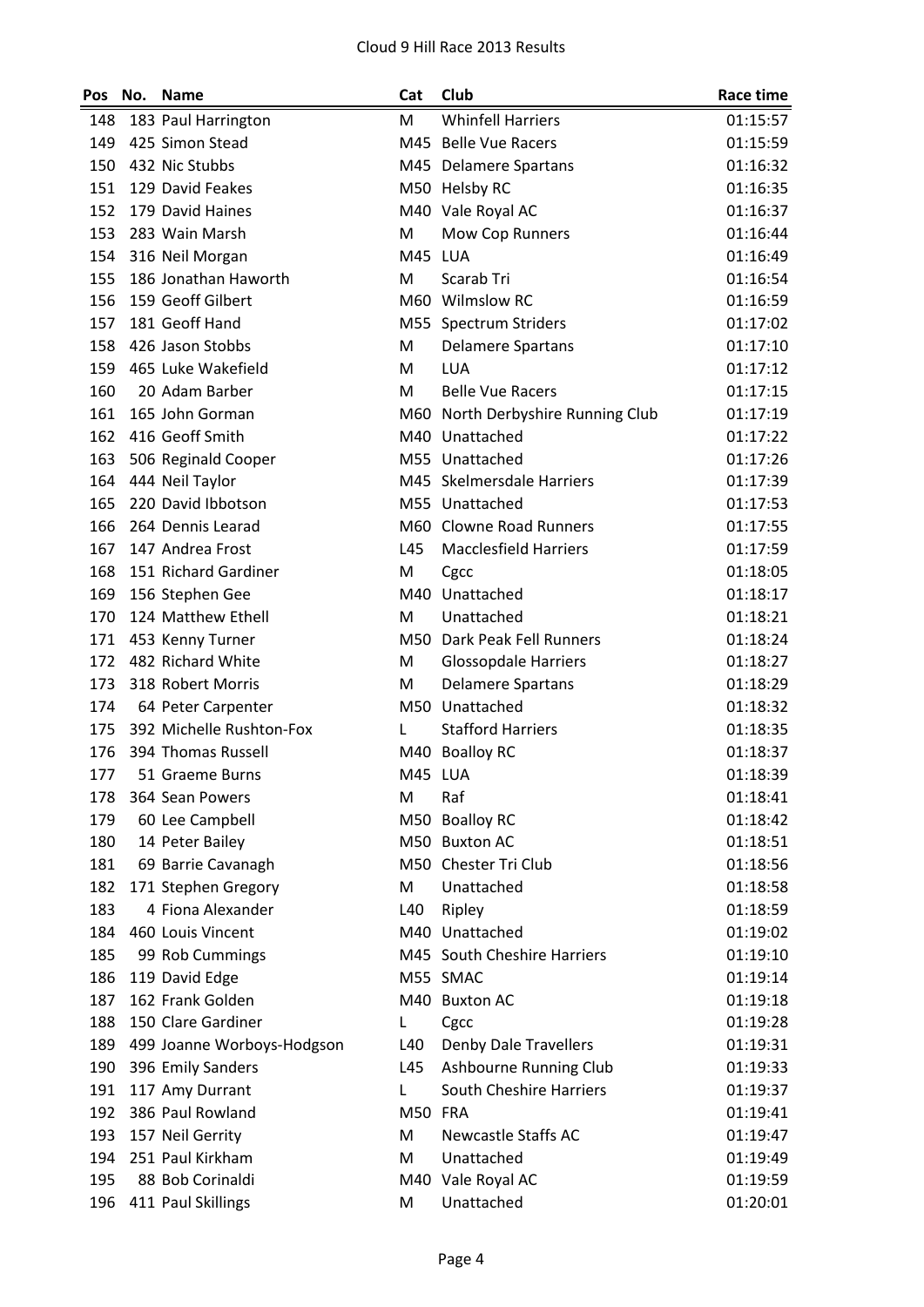# Cloud 9 Hill Race 2013 Results

| Pos | No. | Name | Cat | Club | Race time |
|---|---|---|---|---|---|
| 148 | 183 | Paul Harrington | M | Whinfell Harriers | 01:15:57 |
| 149 | 425 | Simon Stead | M45 | Belle Vue Racers | 01:15:59 |
| 150 | 432 | Nic Stubbs | M45 | Delamere Spartans | 01:16:32 |
| 151 | 129 | David Feakes | M50 | Helsby RC | 01:16:35 |
| 152 | 179 | David Haines | M40 | Vale Royal AC | 01:16:37 |
| 153 | 283 | Wain Marsh | M | Mow Cop Runners | 01:16:44 |
| 154 | 316 | Neil Morgan | M45 | LUA | 01:16:49 |
| 155 | 186 | Jonathan Haworth | M | Scarab Tri | 01:16:54 |
| 156 | 159 | Geoff Gilbert | M60 | Wilmslow RC | 01:16:59 |
| 157 | 181 | Geoff Hand | M55 | Spectrum Striders | 01:17:02 |
| 158 | 426 | Jason Stobbs | M | Delamere Spartans | 01:17:10 |
| 159 | 465 | Luke Wakefield | M | LUA | 01:17:12 |
| 160 | 20 | Adam Barber | M | Belle Vue Racers | 01:17:15 |
| 161 | 165 | John Gorman | M60 | North Derbyshire Running Club | 01:17:19 |
| 162 | 416 | Geoff Smith | M40 | Unattached | 01:17:22 |
| 163 | 506 | Reginald Cooper | M55 | Unattached | 01:17:26 |
| 164 | 444 | Neil Taylor | M45 | Skelmersdale Harriers | 01:17:39 |
| 165 | 220 | David Ibbotson | M55 | Unattached | 01:17:53 |
| 166 | 264 | Dennis Learad | M60 | Clowne Road Runners | 01:17:55 |
| 167 | 147 | Andrea Frost | L45 | Macclesfield Harriers | 01:17:59 |
| 168 | 151 | Richard Gardiner | M | Cgcc | 01:18:05 |
| 169 | 156 | Stephen Gee | M40 | Unattached | 01:18:17 |
| 170 | 124 | Matthew Ethell | M | Unattached | 01:18:21 |
| 171 | 453 | Kenny Turner | M50 | Dark Peak Fell Runners | 01:18:24 |
| 172 | 482 | Richard White | M | Glossopdale Harriers | 01:18:27 |
| 173 | 318 | Robert Morris | M | Delamere Spartans | 01:18:29 |
| 174 | 64 | Peter Carpenter | M50 | Unattached | 01:18:32 |
| 175 | 392 | Michelle Rushton-Fox | L | Stafford Harriers | 01:18:35 |
| 176 | 394 | Thomas Russell | M40 | Boalloy RC | 01:18:37 |
| 177 | 51 | Graeme Burns | M45 | LUA | 01:18:39 |
| 178 | 364 | Sean Powers | M | Raf | 01:18:41 |
| 179 | 60 | Lee Campbell | M50 | Boalloy RC | 01:18:42 |
| 180 | 14 | Peter Bailey | M50 | Buxton AC | 01:18:51 |
| 181 | 69 | Barrie Cavanagh | M50 | Chester Tri Club | 01:18:56 |
| 182 | 171 | Stephen Gregory | M | Unattached | 01:18:58 |
| 183 | 4 | Fiona Alexander | L40 | Ripley | 01:18:59 |
| 184 | 460 | Louis Vincent | M40 | Unattached | 01:19:02 |
| 185 | 99 | Rob Cummings | M45 | South Cheshire Harriers | 01:19:10 |
| 186 | 119 | David Edge | M55 | SMAC | 01:19:14 |
| 187 | 162 | Frank Golden | M40 | Buxton AC | 01:19:18 |
| 188 | 150 | Clare Gardiner | L | Cgcc | 01:19:28 |
| 189 | 499 | Joanne Worboys-Hodgson | L40 | Denby Dale Travellers | 01:19:31 |
| 190 | 396 | Emily Sanders | L45 | Ashbourne Running Club | 01:19:33 |
| 191 | 117 | Amy Durrant | L | South Cheshire Harriers | 01:19:37 |
| 192 | 386 | Paul Rowland | M50 | FRA | 01:19:41 |
| 193 | 157 | Neil Gerrity | M | Newcastle Staffs AC | 01:19:47 |
| 194 | 251 | Paul Kirkham | M | Unattached | 01:19:49 |
| 195 | 88 | Bob Corinaldi | M40 | Vale Royal AC | 01:19:59 |
| 196 | 411 | Paul Skillings | M | Unattached | 01:20:01 |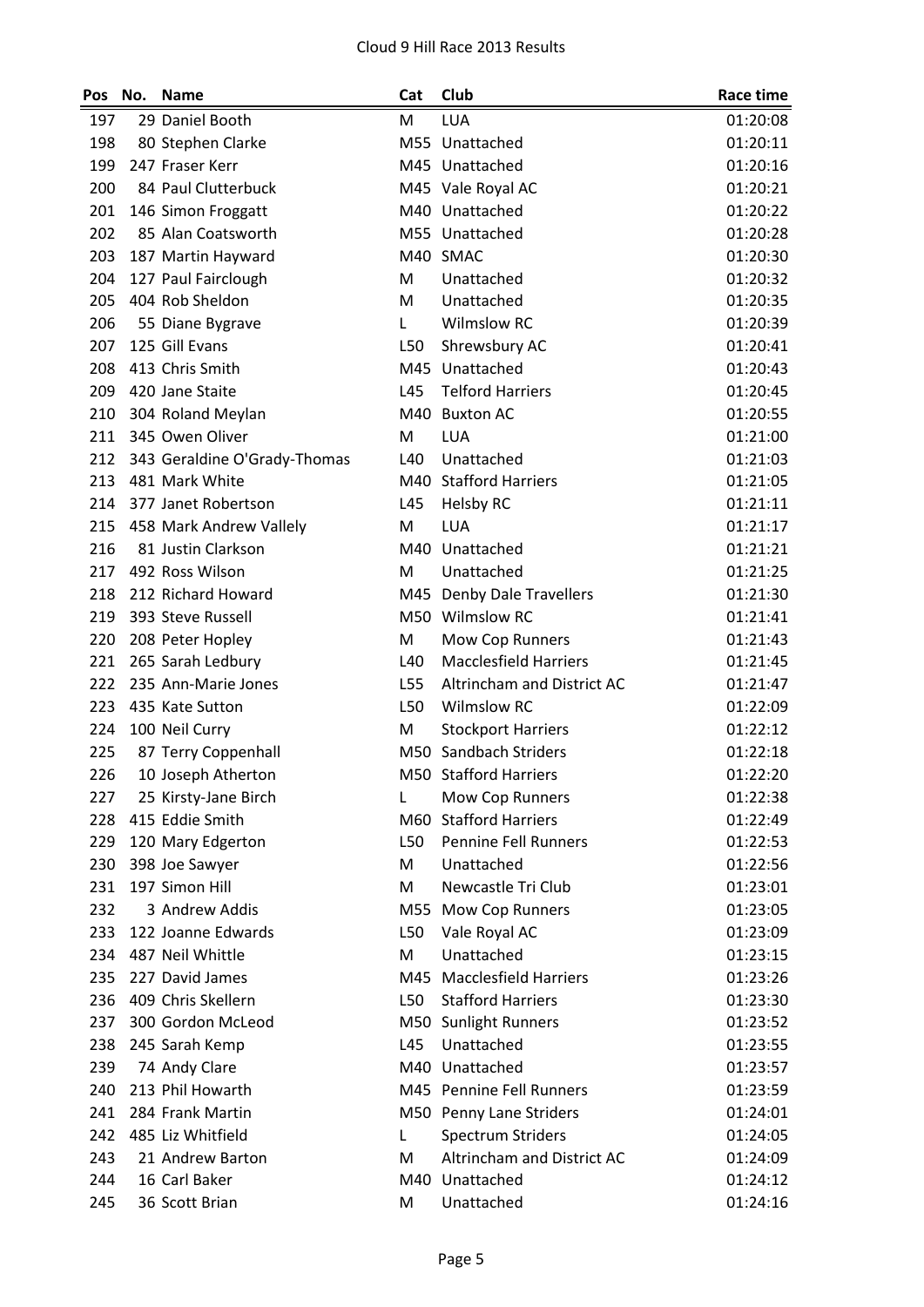# Cloud 9 Hill Race 2013 Results

| Pos | No. | Name | Cat | Club | Race time |
|---|---|---|---|---|---|
| 197 | 29 | Daniel Booth | M | LUA | 01:20:08 |
| 198 | 80 | Stephen Clarke | M55 | Unattached | 01:20:11 |
| 199 | 247 | Fraser Kerr | M45 | Unattached | 01:20:16 |
| 200 | 84 | Paul Clutterbuck | M45 | Vale Royal AC | 01:20:21 |
| 201 | 146 | Simon Froggatt | M40 | Unattached | 01:20:22 |
| 202 | 85 | Alan Coatsworth | M55 | Unattached | 01:20:28 |
| 203 | 187 | Martin Hayward | M40 | SMAC | 01:20:30 |
| 204 | 127 | Paul Fairclough | M | Unattached | 01:20:32 |
| 205 | 404 | Rob Sheldon | M | Unattached | 01:20:35 |
| 206 | 55 | Diane Bygrave | L | Wilmslow RC | 01:20:39 |
| 207 | 125 | Gill Evans | L50 | Shrewsbury AC | 01:20:41 |
| 208 | 413 | Chris Smith | M45 | Unattached | 01:20:43 |
| 209 | 420 | Jane Staite | L45 | Telford Harriers | 01:20:45 |
| 210 | 304 | Roland Meylan | M40 | Buxton AC | 01:20:55 |
| 211 | 345 | Owen Oliver | M | LUA | 01:21:00 |
| 212 | 343 | Geraldine O'Grady-Thomas | L40 | Unattached | 01:21:03 |
| 213 | 481 | Mark White | M40 | Stafford Harriers | 01:21:05 |
| 214 | 377 | Janet Robertson | L45 | Helsby RC | 01:21:11 |
| 215 | 458 | Mark Andrew Vallely | M | LUA | 01:21:17 |
| 216 | 81 | Justin Clarkson | M40 | Unattached | 01:21:21 |
| 217 | 492 | Ross Wilson | M | Unattached | 01:21:25 |
| 218 | 212 | Richard Howard | M45 | Denby Dale Travellers | 01:21:30 |
| 219 | 393 | Steve Russell | M50 | Wilmslow RC | 01:21:41 |
| 220 | 208 | Peter Hopley | M | Mow Cop Runners | 01:21:43 |
| 221 | 265 | Sarah Ledbury | L40 | Macclesfield Harriers | 01:21:45 |
| 222 | 235 | Ann-Marie Jones | L55 | Altrincham and District AC | 01:21:47 |
| 223 | 435 | Kate Sutton | L50 | Wilmslow RC | 01:22:09 |
| 224 | 100 | Neil Curry | M | Stockport Harriers | 01:22:12 |
| 225 | 87 | Terry Coppenhall | M50 | Sandbach Striders | 01:22:18 |
| 226 | 10 | Joseph Atherton | M50 | Stafford Harriers | 01:22:20 |
| 227 | 25 | Kirsty-Jane Birch | L | Mow Cop Runners | 01:22:38 |
| 228 | 415 | Eddie Smith | M60 | Stafford Harriers | 01:22:49 |
| 229 | 120 | Mary Edgerton | L50 | Pennine Fell Runners | 01:22:53 |
| 230 | 398 | Joe Sawyer | M | Unattached | 01:22:56 |
| 231 | 197 | Simon Hill | M | Newcastle Tri Club | 01:23:01 |
| 232 | 3 | Andrew Addis | M55 | Mow Cop Runners | 01:23:05 |
| 233 | 122 | Joanne Edwards | L50 | Vale Royal AC | 01:23:09 |
| 234 | 487 | Neil Whittle | M | Unattached | 01:23:15 |
| 235 | 227 | David James | M45 | Macclesfield Harriers | 01:23:26 |
| 236 | 409 | Chris Skellern | L50 | Stafford Harriers | 01:23:30 |
| 237 | 300 | Gordon McLeod | M50 | Sunlight Runners | 01:23:52 |
| 238 | 245 | Sarah Kemp | L45 | Unattached | 01:23:55 |
| 239 | 74 | Andy Clare | M40 | Unattached | 01:23:57 |
| 240 | 213 | Phil Howarth | M45 | Pennine Fell Runners | 01:23:59 |
| 241 | 284 | Frank Martin | M50 | Penny Lane Striders | 01:24:01 |
| 242 | 485 | Liz Whitfield | L | Spectrum Striders | 01:24:05 |
| 243 | 21 | Andrew Barton | M | Altrincham and District AC | 01:24:09 |
| 244 | 16 | Carl Baker | M40 | Unattached | 01:24:12 |
| 245 | 36 | Scott Brian | M | Unattached | 01:24:16 |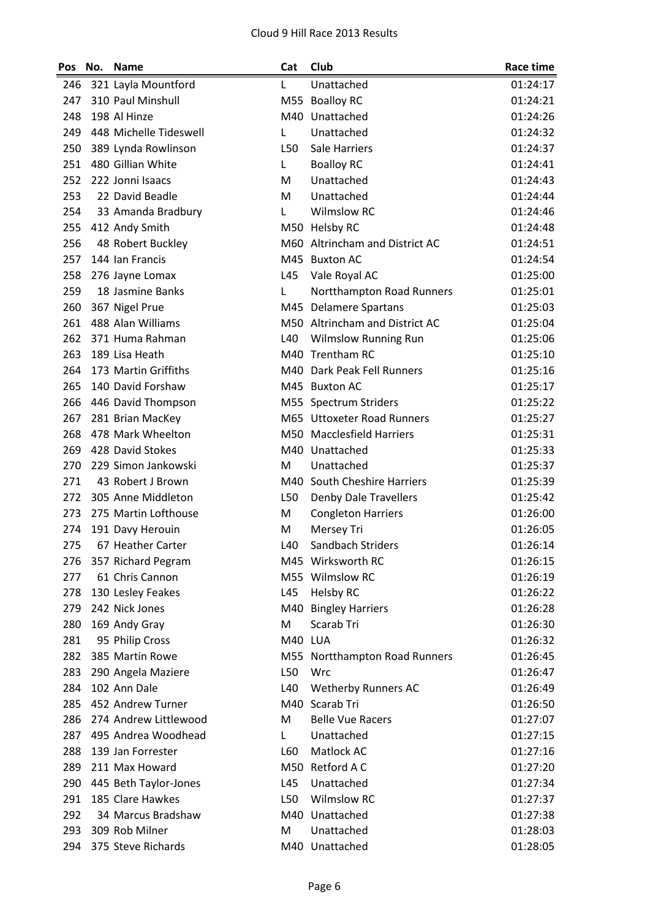Cloud 9 Hill Race 2013 Results

| Pos | No. | Name | Cat | Club | Race time |
|---|---|---|---|---|---|
| 246 | 321 | Layla Mountford | L | Unattached | 01:24:17 |
| 247 | 310 | Paul Minshull | M55 | Boalloy RC | 01:24:21 |
| 248 | 198 | Al Hinze | M40 | Unattached | 01:24:26 |
| 249 | 448 | Michelle Tideswell | L | Unattached | 01:24:32 |
| 250 | 389 | Lynda Rowlinson | L50 | Sale Harriers | 01:24:37 |
| 251 | 480 | Gillian White | L | Boalloy RC | 01:24:41 |
| 252 | 222 | Jonni Isaacs | M | Unattached | 01:24:43 |
| 253 | 22 | David Beadle | M | Unattached | 01:24:44 |
| 254 | 33 | Amanda Bradbury | L | Wilmslow RC | 01:24:46 |
| 255 | 412 | Andy Smith | M50 | Helsby RC | 01:24:48 |
| 256 | 48 | Robert Buckley | M60 | Altrincham and District AC | 01:24:51 |
| 257 | 144 | Ian Francis | M45 | Buxton AC | 01:24:54 |
| 258 | 276 | Jayne Lomax | L45 | Vale Royal AC | 01:25:00 |
| 259 | 18 | Jasmine Banks | L | Nortthampton Road Runners | 01:25:01 |
| 260 | 367 | Nigel Prue | M45 | Delamere Spartans | 01:25:03 |
| 261 | 488 | Alan Williams | M50 | Altrincham and District AC | 01:25:04 |
| 262 | 371 | Huma Rahman | L40 | Wilmslow Running Run | 01:25:06 |
| 263 | 189 | Lisa Heath | M40 | Trentham RC | 01:25:10 |
| 264 | 173 | Martin Griffiths | M40 | Dark Peak Fell Runners | 01:25:16 |
| 265 | 140 | David Forshaw | M45 | Buxton AC | 01:25:17 |
| 266 | 446 | David Thompson | M55 | Spectrum Striders | 01:25:22 |
| 267 | 281 | Brian MacKey | M65 | Uttoxeter Road Runners | 01:25:27 |
| 268 | 478 | Mark Wheelton | M50 | Macclesfield Harriers | 01:25:31 |
| 269 | 428 | David Stokes | M40 | Unattached | 01:25:33 |
| 270 | 229 | Simon Jankowski | M | Unattached | 01:25:37 |
| 271 | 43 | Robert J Brown | M40 | South Cheshire Harriers | 01:25:39 |
| 272 | 305 | Anne Middleton | L50 | Denby Dale Travellers | 01:25:42 |
| 273 | 275 | Martin Lofthouse | M | Congleton Harriers | 01:26:00 |
| 274 | 191 | Davy Herouin | M | Mersey Tri | 01:26:05 |
| 275 | 67 | Heather Carter | L40 | Sandbach Striders | 01:26:14 |
| 276 | 357 | Richard Pegram | M45 | Wirksworth RC | 01:26:15 |
| 277 | 61 | Chris Cannon | M55 | Wilmslow RC | 01:26:19 |
| 278 | 130 | Lesley Feakes | L45 | Helsby RC | 01:26:22 |
| 279 | 242 | Nick Jones | M40 | Bingley Harriers | 01:26:28 |
| 280 | 169 | Andy Gray | M | Scarab Tri | 01:26:30 |
| 281 | 95 | Philip Cross | M40 | LUA | 01:26:32 |
| 282 | 385 | Martin Rowe | M55 | Nortthampton Road Runners | 01:26:45 |
| 283 | 290 | Angela Maziere | L50 | Wrc | 01:26:47 |
| 284 | 102 | Ann Dale | L40 | Wetherby Runners AC | 01:26:49 |
| 285 | 452 | Andrew Turner | M40 | Scarab Tri | 01:26:50 |
| 286 | 274 | Andrew Littlewood | M | Belle Vue Racers | 01:27:07 |
| 287 | 495 | Andrea Woodhead | L | Unattached | 01:27:15 |
| 288 | 139 | Jan Forrester | L60 | Matlock AC | 01:27:16 |
| 289 | 211 | Max Howard | M50 | Retford A C | 01:27:20 |
| 290 | 445 | Beth Taylor-Jones | L45 | Unattached | 01:27:34 |
| 291 | 185 | Clare Hawkes | L50 | Wilmslow RC | 01:27:37 |
| 292 | 34 | Marcus Bradshaw | M40 | Unattached | 01:27:38 |
| 293 | 309 | Rob Milner | M | Unattached | 01:28:03 |
| 294 | 375 | Steve Richards | M40 | Unattached | 01:28:05 |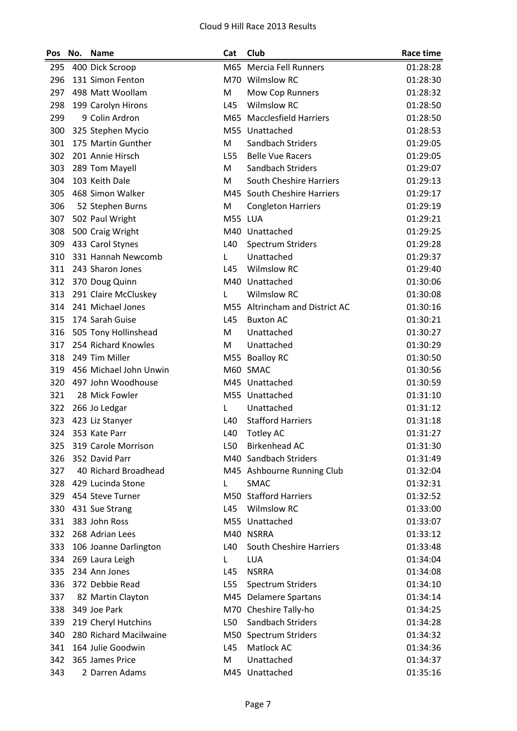Cloud 9 Hill Race 2013 Results

| Pos | No. | Name | Cat | Club | Race time |
|---|---|---|---|---|---|
| 295 | 400 | Dick Scroop | M65 | Mercia Fell Runners | 01:28:28 |
| 296 | 131 | Simon Fenton | M70 | Wilmslow RC | 01:28:30 |
| 297 | 498 | Matt Woollam | M | Mow Cop Runners | 01:28:32 |
| 298 | 199 | Carolyn Hirons | L45 | Wilmslow RC | 01:28:50 |
| 299 | 9 | Colin Ardron | M65 | Macclesfield Harriers | 01:28:50 |
| 300 | 325 | Stephen Mycio | M55 | Unattached | 01:28:53 |
| 301 | 175 | Martin Gunther | M | Sandbach Striders | 01:29:05 |
| 302 | 201 | Annie Hirsch | L55 | Belle Vue Racers | 01:29:05 |
| 303 | 289 | Tom Mayell | M | Sandbach Striders | 01:29:07 |
| 304 | 103 | Keith Dale | M | South Cheshire Harriers | 01:29:13 |
| 305 | 468 | Simon Walker | M45 | South Cheshire Harriers | 01:29:17 |
| 306 | 52 | Stephen Burns | M | Congleton Harriers | 01:29:19 |
| 307 | 502 | Paul Wright | M55 | LUA | 01:29:21 |
| 308 | 500 | Craig Wright | M40 | Unattached | 01:29:25 |
| 309 | 433 | Carol Stynes | L40 | Spectrum Striders | 01:29:28 |
| 310 | 331 | Hannah Newcomb | L | Unattached | 01:29:37 |
| 311 | 243 | Sharon Jones | L45 | Wilmslow RC | 01:29:40 |
| 312 | 370 | Doug Quinn | M40 | Unattached | 01:30:06 |
| 313 | 291 | Claire McCluskey | L | Wilmslow RC | 01:30:08 |
| 314 | 241 | Michael Jones | M55 | Altrincham and District AC | 01:30:16 |
| 315 | 174 | Sarah Guise | L45 | Buxton AC | 01:30:21 |
| 316 | 505 | Tony Hollinshead | M | Unattached | 01:30:27 |
| 317 | 254 | Richard Knowles | M | Unattached | 01:30:29 |
| 318 | 249 | Tim Miller | M55 | Boalloy RC | 01:30:50 |
| 319 | 456 | Michael John Unwin | M60 | SMAC | 01:30:56 |
| 320 | 497 | John Woodhouse | M45 | Unattached | 01:30:59 |
| 321 | 28 | Mick Fowler | M55 | Unattached | 01:31:10 |
| 322 | 266 | Jo Ledgar | L | Unattached | 01:31:12 |
| 323 | 423 | Liz Stanyer | L40 | Stafford Harriers | 01:31:18 |
| 324 | 353 | Kate Parr | L40 | Totley AC | 01:31:27 |
| 325 | 319 | Carole Morrison | L50 | Birkenhead AC | 01:31:30 |
| 326 | 352 | David Parr | M40 | Sandbach Striders | 01:31:49 |
| 327 | 40 | Richard Broadhead | M45 | Ashbourne Running Club | 01:32:04 |
| 328 | 429 | Lucinda Stone | L | SMAC | 01:32:31 |
| 329 | 454 | Steve Turner | M50 | Stafford Harriers | 01:32:52 |
| 330 | 431 | Sue Strang | L45 | Wilmslow RC | 01:33:00 |
| 331 | 383 | John Ross | M55 | Unattached | 01:33:07 |
| 332 | 268 | Adrian Lees | M40 | NSRRA | 01:33:12 |
| 333 | 106 | Joanne Darlington | L40 | South Cheshire Harriers | 01:33:48 |
| 334 | 269 | Laura Leigh | L | LUA | 01:34:04 |
| 335 | 234 | Ann Jones | L45 | NSRRA | 01:34:08 |
| 336 | 372 | Debbie Read | L55 | Spectrum Striders | 01:34:10 |
| 337 | 82 | Martin Clayton | M45 | Delamere Spartans | 01:34:14 |
| 338 | 349 | Joe Park | M70 | Cheshire Tally-ho | 01:34:25 |
| 339 | 219 | Cheryl Hutchins | L50 | Sandbach Striders | 01:34:28 |
| 340 | 280 | Richard Macilwaine | M50 | Spectrum Striders | 01:34:32 |
| 341 | 164 | Julie Goodwin | L45 | Matlock AC | 01:34:36 |
| 342 | 365 | James Price | M | Unattached | 01:34:37 |
| 343 | 2 | Darren Adams | M45 | Unattached | 01:35:16 |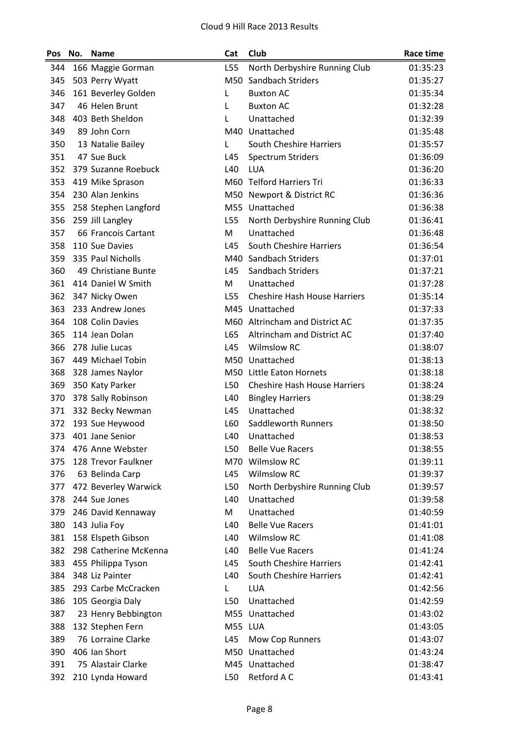# Cloud 9 Hill Race 2013 Results

| Pos | No. | Name | Cat | Club | Race time |
|---|---|---|---|---|---|
| 344 | 166 | Maggie Gorman | L55 | North Derbyshire Running Club | 01:35:23 |
| 345 | 503 | Perry Wyatt | M50 | Sandbach Striders | 01:35:27 |
| 346 | 161 | Beverley Golden | L | Buxton AC | 01:35:34 |
| 347 | 46 | Helen Brunt | L | Buxton AC | 01:32:28 |
| 348 | 403 | Beth Sheldon | L | Unattached | 01:32:39 |
| 349 | 89 | John Corn | M40 | Unattached | 01:35:48 |
| 350 | 13 | Natalie Bailey | L | South Cheshire Harriers | 01:35:57 |
| 351 | 47 | Sue Buck | L45 | Spectrum Striders | 01:36:09 |
| 352 | 379 | Suzanne Roebuck | L40 | LUA | 01:36:20 |
| 353 | 419 | Mike Sprason | M60 | Telford Harriers Tri | 01:36:33 |
| 354 | 230 | Alan Jenkins | M50 | Newport & District RC | 01:36:36 |
| 355 | 258 | Stephen Langford | M55 | Unattached | 01:36:38 |
| 356 | 259 | Jill Langley | L55 | North Derbyshire Running Club | 01:36:41 |
| 357 | 66 | Francois Cartant | M | Unattached | 01:36:48 |
| 358 | 110 | Sue Davies | L45 | South Cheshire Harriers | 01:36:54 |
| 359 | 335 | Paul Nicholls | M40 | Sandbach Striders | 01:37:01 |
| 360 | 49 | Christiane Bunte | L45 | Sandbach Striders | 01:37:21 |
| 361 | 414 | Daniel W Smith | M | Unattached | 01:37:28 |
| 362 | 347 | Nicky Owen | L55 | Cheshire Hash House Harriers | 01:35:14 |
| 363 | 233 | Andrew Jones | M45 | Unattached | 01:37:33 |
| 364 | 108 | Colin Davies | M60 | Altrincham and District AC | 01:37:35 |
| 365 | 114 | Jean Dolan | L65 | Altrincham and District AC | 01:37:40 |
| 366 | 278 | Julie Lucas | L45 | Wilmslow RC | 01:38:07 |
| 367 | 449 | Michael Tobin | M50 | Unattached | 01:38:13 |
| 368 | 328 | James Naylor | M50 | Little Eaton Hornets | 01:38:18 |
| 369 | 350 | Katy Parker | L50 | Cheshire Hash House Harriers | 01:38:24 |
| 370 | 378 | Sally Robinson | L40 | Bingley Harriers | 01:38:29 |
| 371 | 332 | Becky Newman | L45 | Unattached | 01:38:32 |
| 372 | 193 | Sue Heywood | L60 | Saddleworth Runners | 01:38:50 |
| 373 | 401 | Jane Senior | L40 | Unattached | 01:38:53 |
| 374 | 476 | Anne Webster | L50 | Belle Vue Racers | 01:38:55 |
| 375 | 128 | Trevor Faulkner | M70 | Wilmslow RC | 01:39:11 |
| 376 | 63 | Belinda Carp | L45 | Wilmslow RC | 01:39:37 |
| 377 | 472 | Beverley Warwick | L50 | North Derbyshire Running Club | 01:39:57 |
| 378 | 244 | Sue Jones | L40 | Unattached | 01:39:58 |
| 379 | 246 | David Kennaway | M | Unattached | 01:40:59 |
| 380 | 143 | Julia Foy | L40 | Belle Vue Racers | 01:41:01 |
| 381 | 158 | Elspeth Gibson | L40 | Wilmslow RC | 01:41:08 |
| 382 | 298 | Catherine McKenna | L40 | Belle Vue Racers | 01:41:24 |
| 383 | 455 | Philippa Tyson | L45 | South Cheshire Harriers | 01:42:41 |
| 384 | 348 | Liz Painter | L40 | South Cheshire Harriers | 01:42:41 |
| 385 | 293 | Carbe McCracken | L | LUA | 01:42:56 |
| 386 | 105 | Georgia Daly | L50 | Unattached | 01:42:59 |
| 387 | 23 | Henry Bebbington | M55 | Unattached | 01:43:02 |
| 388 | 132 | Stephen Fern | M55 | LUA | 01:43:05 |
| 389 | 76 | Lorraine Clarke | L45 | Mow Cop Runners | 01:43:07 |
| 390 | 406 | Ian Short | M50 | Unattached | 01:43:24 |
| 391 | 75 | Alastair Clarke | M45 | Unattached | 01:38:47 |
| 392 | 210 | Lynda Howard | L50 | Retford A C | 01:43:41 |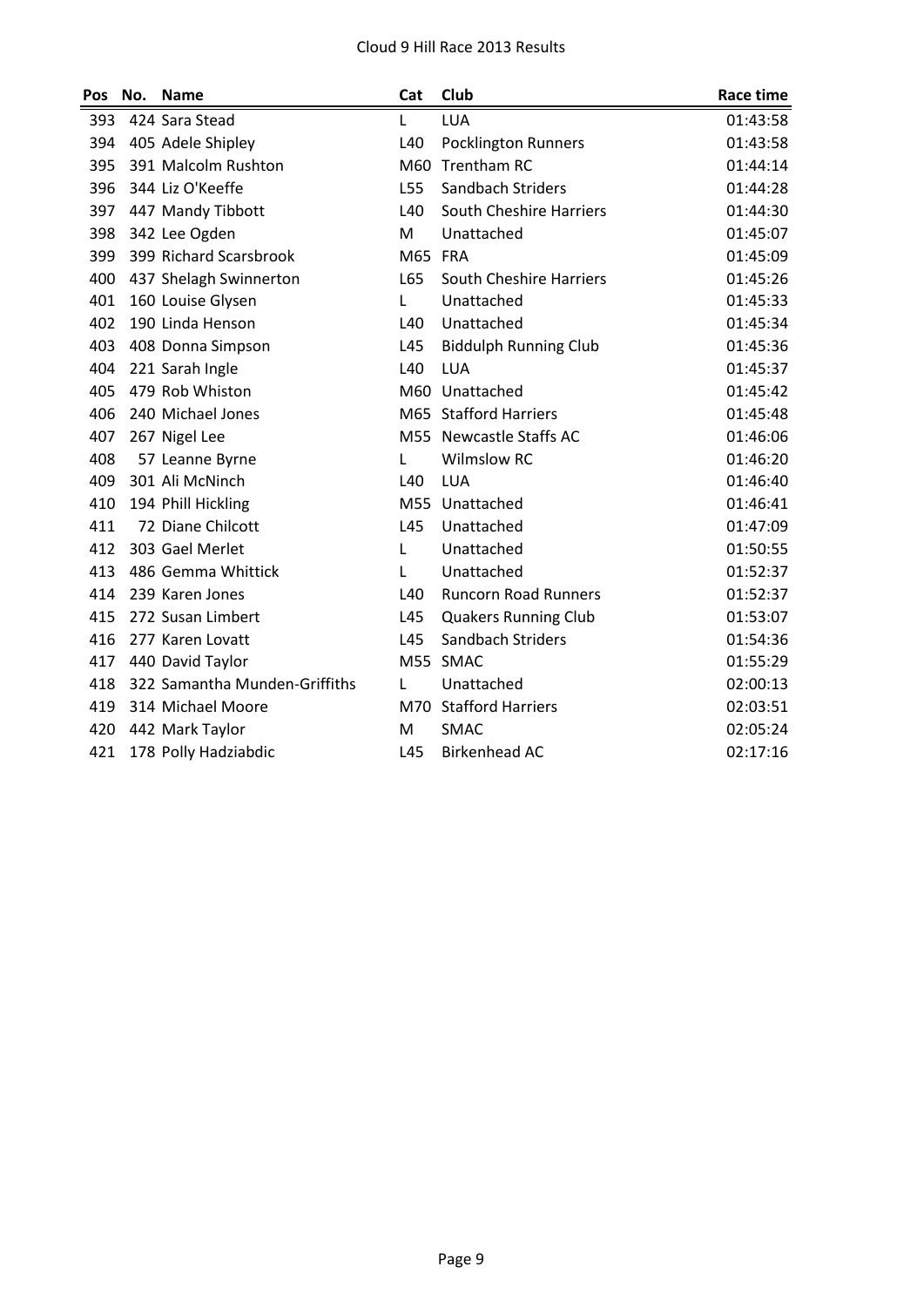Cloud 9 Hill Race 2013 Results

| Pos | No. | Name | Cat | Club | Race time |
|---|---|---|---|---|---|
| 393 | 424 | Sara Stead | L | LUA | 01:43:58 |
| 394 | 405 | Adele Shipley | L40 | Pocklington Runners | 01:43:58 |
| 395 | 391 | Malcolm Rushton | M60 | Trentham RC | 01:44:14 |
| 396 | 344 | Liz O'Keeffe | L55 | Sandbach Striders | 01:44:28 |
| 397 | 447 | Mandy Tibbott | L40 | South Cheshire Harriers | 01:44:30 |
| 398 | 342 | Lee Ogden | M | Unattached | 01:45:07 |
| 399 | 399 | Richard Scarsbrook | M65 | FRA | 01:45:09 |
| 400 | 437 | Shelagh Swinnerton | L65 | South Cheshire Harriers | 01:45:26 |
| 401 | 160 | Louise Glysen | L | Unattached | 01:45:33 |
| 402 | 190 | Linda Henson | L40 | Unattached | 01:45:34 |
| 403 | 408 | Donna Simpson | L45 | Biddulph Running Club | 01:45:36 |
| 404 | 221 | Sarah Ingle | L40 | LUA | 01:45:37 |
| 405 | 479 | Rob Whiston | M60 | Unattached | 01:45:42 |
| 406 | 240 | Michael Jones | M65 | Stafford Harriers | 01:45:48 |
| 407 | 267 | Nigel Lee | M55 | Newcastle Staffs AC | 01:46:06 |
| 408 | 57 | Leanne Byrne | L | Wilmslow RC | 01:46:20 |
| 409 | 301 | Ali McNinch | L40 | LUA | 01:46:40 |
| 410 | 194 | Phill Hickling | M55 | Unattached | 01:46:41 |
| 411 | 72 | Diane Chilcott | L45 | Unattached | 01:47:09 |
| 412 | 303 | Gael Merlet | L | Unattached | 01:50:55 |
| 413 | 486 | Gemma Whittick | L | Unattached | 01:52:37 |
| 414 | 239 | Karen Jones | L40 | Runcorn Road Runners | 01:52:37 |
| 415 | 272 | Susan Limbert | L45 | Quakers Running Club | 01:53:07 |
| 416 | 277 | Karen Lovatt | L45 | Sandbach Striders | 01:54:36 |
| 417 | 440 | David Taylor | M55 | SMAC | 01:55:29 |
| 418 | 322 | Samantha Munden-Griffiths | L | Unattached | 02:00:13 |
| 419 | 314 | Michael Moore | M70 | Stafford Harriers | 02:03:51 |
| 420 | 442 | Mark Taylor | M | SMAC | 02:05:24 |
| 421 | 178 | Polly Hadziabdic | L45 | Birkenhead AC | 02:17:16 |